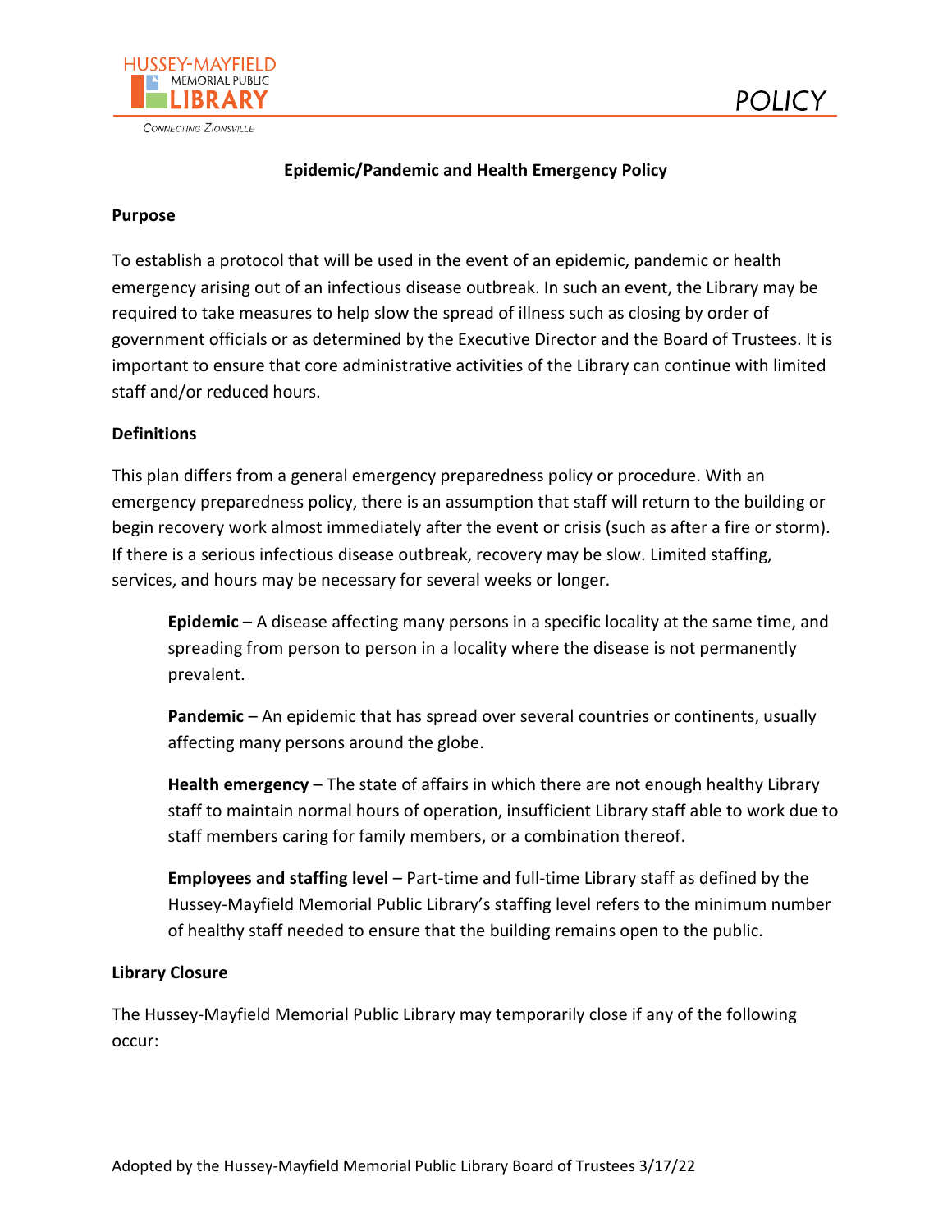# Epidemic/Pandemic and Health Emergency Policy

## Purpose

To establish a protocol that will be used in the event of an epidemic, pandemic or health emergency arising out of an infectious disease outbreak. In such an event, the Library may be required to take measures to help slow the spread of illness such as closing by order of government officials or as determined by the Executive Director and the Board of Trustees. It is important to ensure that core administrative activities of the Library can continue with limited staff and/or reduced hours.

## Definitions

This plan differs from a general emergency preparedness policy or procedure. With an emergency preparedness policy, there is an assumption that staff will return to the building or begin recovery work almost immediately after the event or crisis (such as after a fire or storm). If there is a serious infectious disease outbreak, recovery may be slow. Limited staffing, services, and hours may be necessary for several weeks or longer.

**Epidemic** – A disease affecting many persons in a specific locality at the same time, and spreading from person to person in a locality where the disease is not permanently prevalent.

**Pandemic** – An epidemic that has spread over several countries or continents, usually affecting many persons around the globe.

**Health emergency** – The state of affairs in which there are not enough healthy Library staff to maintain normal hours of operation, insufficient Library staff able to work due to staff members caring for family members, or a combination thereof.

**Employees and staffing level** – Part-time and full-time Library staff as defined by the Hussey-Mayfield Memorial Public Library's staffing level refers to the minimum number of healthy staff needed to ensure that the building remains open to the public.

## Library Closure

The Hussey-Mayfield Memorial Public Library may temporarily close if any of the following occur:

Adopted by the Hussey-Mayfield Memorial Public Library Board of Trustees 3/17/22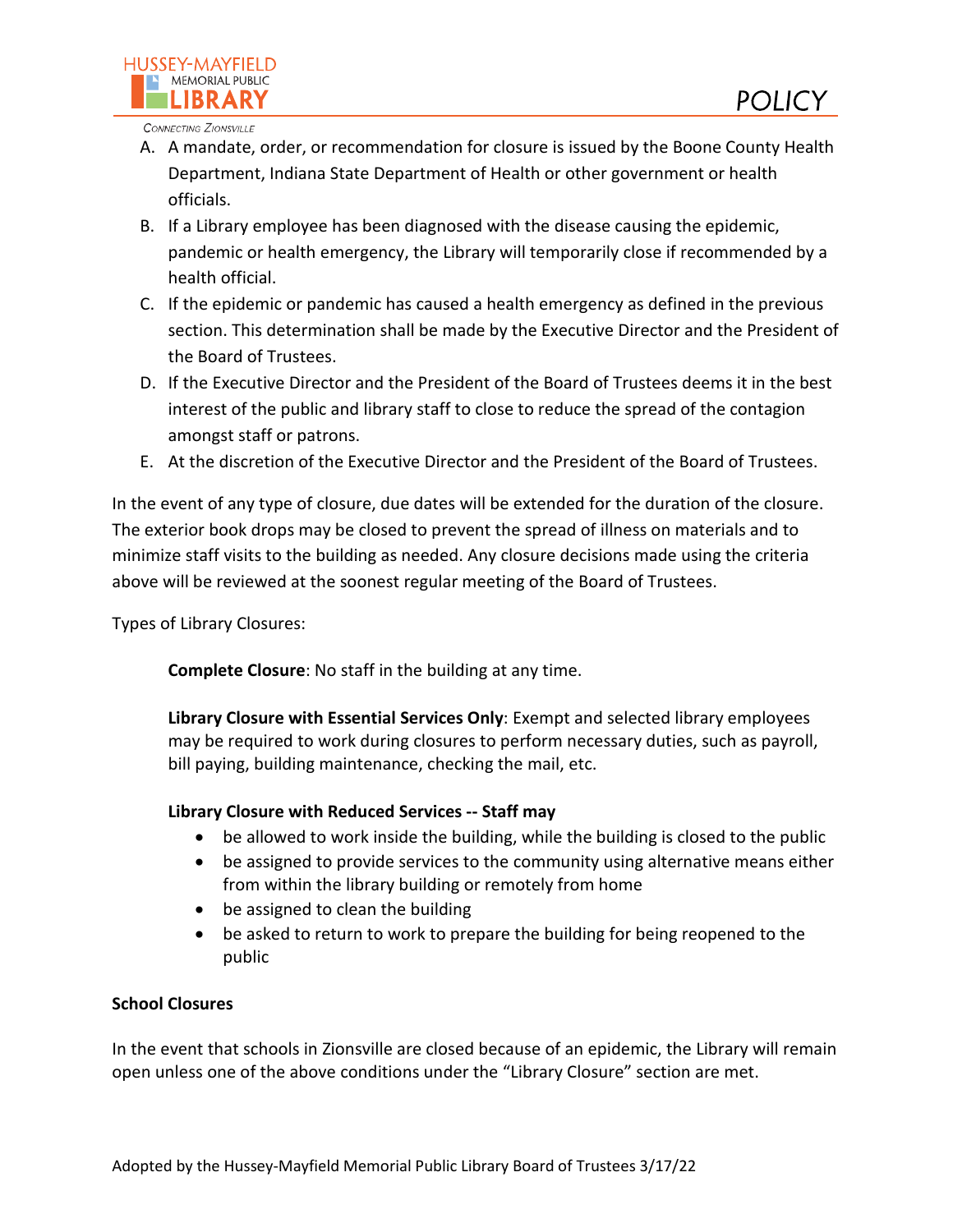A. A mandate, order, or recommendation for closure is issued by the Boone County Health Department, Indiana State Department of Health or other government or health officials.
B. If a Library employee has been diagnosed with the disease causing the epidemic, pandemic or health emergency, the Library will temporarily close if recommended by a health official.
C. If the epidemic or pandemic has caused a health emergency as defined in the previous section. This determination shall be made by the Executive Director and the President of the Board of Trustees.
D. If the Executive Director and the President of the Board of Trustees deems it in the best interest of the public and library staff to close to reduce the spread of the contagion amongst staff or patrons.
E. At the discretion of the Executive Director and the President of the Board of Trustees.

In the event of any type of closure, due dates will be extended for the duration of the closure. The exterior book drops may be closed to prevent the spread of illness on materials and to minimize staff visits to the building as needed. Any closure decisions made using the criteria above will be reviewed at the soonest regular meeting of the Board of Trustees.

Types of Library Closures:

**Complete Closure**: No staff in the building at any time.

**Library Closure with Essential Services Only**: Exempt and selected library employees may be required to work during closures to perform necessary duties, such as payroll, bill paying, building maintenance, checking the mail, etc.

**Library Closure with Reduced Services -- Staff may**

- be allowed to work inside the building, while the building is closed to the public
- be assigned to provide services to the community using alternative means either from within the library building or remotely from home
- be assigned to clean the building
- be asked to return to work to prepare the building for being reopened to the public

**School Closures**

In the event that schools in Zionsville are closed because of an epidemic, the Library will remain open unless one of the above conditions under the "Library Closure" section are met.

Adopted by the Hussey-Mayfield Memorial Public Library Board of Trustees 3/17/22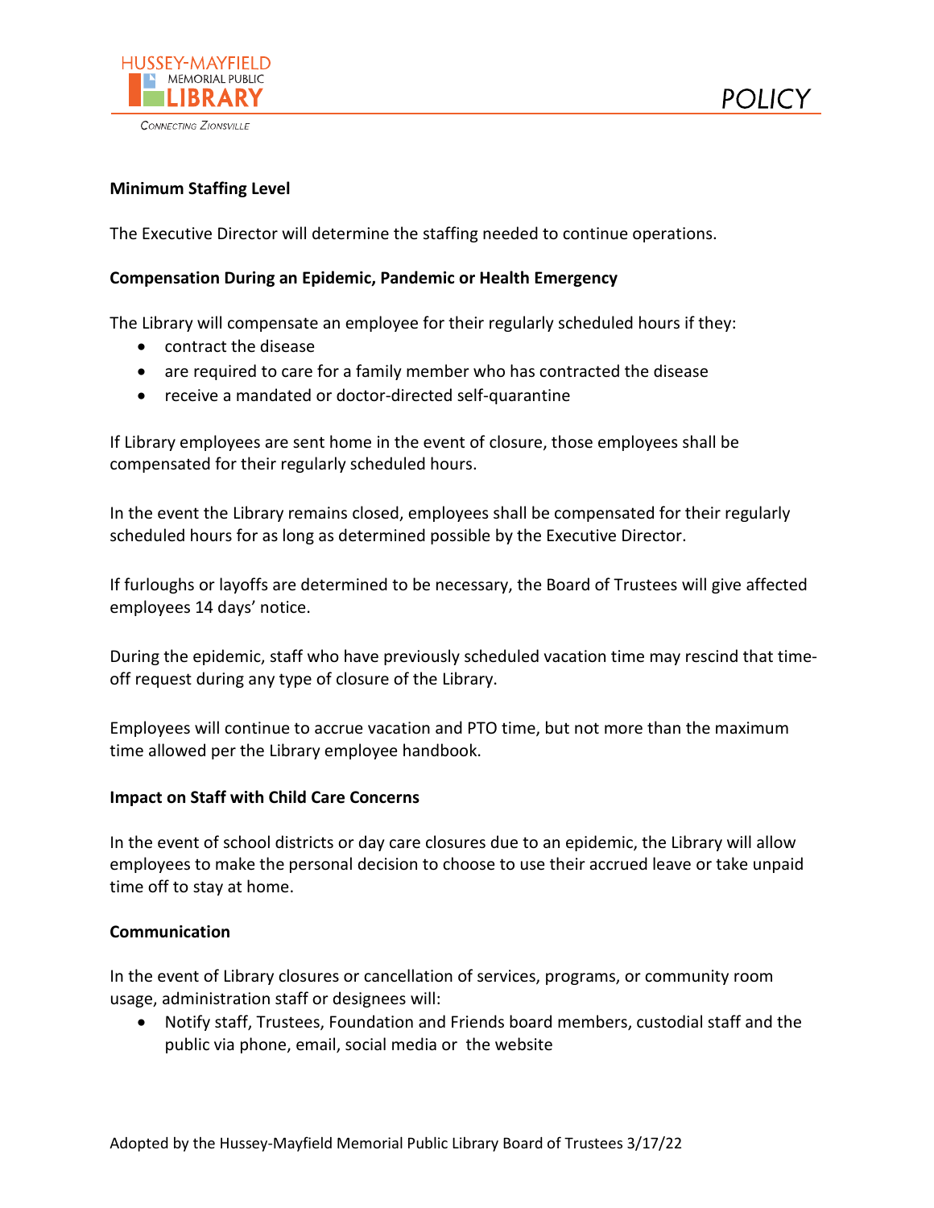**Minimum Staffing Level**

The Executive Director will determine the staffing needed to continue operations.

**Compensation During an Epidemic, Pandemic or Health Emergency**

The Library will compensate an employee for their regularly scheduled hours if they:

- contract the disease
- are required to care for a family member who has contracted the disease
- receive a mandated or doctor-directed self-quarantine

If Library employees are sent home in the event of closure, those employees shall be compensated for their regularly scheduled hours.

In the event the Library remains closed, employees shall be compensated for their regularly scheduled hours for as long as determined possible by the Executive Director.

If furloughs or layoffs are determined to be necessary, the Board of Trustees will give affected employees 14 days' notice.

During the epidemic, staff who have previously scheduled vacation time may rescind that time-off request during any type of closure of the Library.

Employees will continue to accrue vacation and PTO time, but not more than the maximum time allowed per the Library employee handbook.

**Impact on Staff with Child Care Concerns**

In the event of school districts or day care closures due to an epidemic, the Library will allow employees to make the personal decision to choose to use their accrued leave or take unpaid time off to stay at home.

**Communication**

In the event of Library closures or cancellation of services, programs, or community room usage, administration staff or designees will:

- Notify staff, Trustees, Foundation and Friends board members, custodial staff and the public via phone, email, social media or the website

Adopted by the Hussey-Mayfield Memorial Public Library Board of Trustees 3/17/22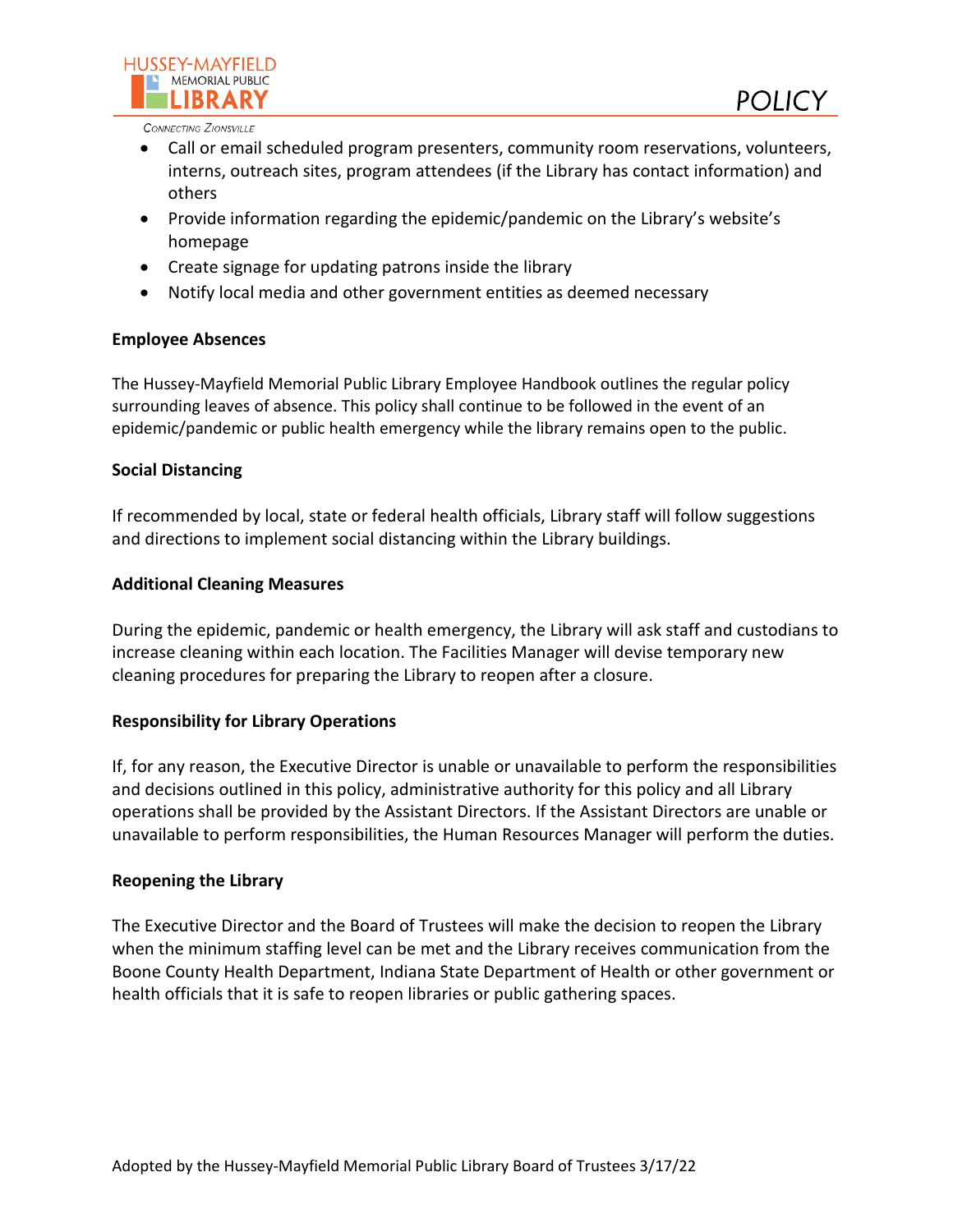- Call or email scheduled program presenters, community room reservations, volunteers, interns, outreach sites, program attendees (if the Library has contact information) and others
- Provide information regarding the epidemic/pandemic on the Library's website's homepage
- Create signage for updating patrons inside the library
- Notify local media and other government entities as deemed necessary

**Employee Absences**

The Hussey-Mayfield Memorial Public Library Employee Handbook outlines the regular policy surrounding leaves of absence. This policy shall continue to be followed in the event of an epidemic/pandemic or public health emergency while the library remains open to the public.

**Social Distancing**

If recommended by local, state or federal health officials, Library staff will follow suggestions and directions to implement social distancing within the Library buildings.

**Additional Cleaning Measures**

During the epidemic, pandemic or health emergency, the Library will ask staff and custodians to increase cleaning within each location. The Facilities Manager will devise temporary new cleaning procedures for preparing the Library to reopen after a closure.

**Responsibility for Library Operations**

If, for any reason, the Executive Director is unable or unavailable to perform the responsibilities and decisions outlined in this policy, administrative authority for this policy and all Library operations shall be provided by the Assistant Directors. If the Assistant Directors are unable or unavailable to perform responsibilities, the Human Resources Manager will perform the duties.

**Reopening the Library**

The Executive Director and the Board of Trustees will make the decision to reopen the Library when the minimum staffing level can be met and the Library receives communication from the Boone County Health Department, Indiana State Department of Health or other government or health officials that it is safe to reopen libraries or public gathering spaces.

Adopted by the Hussey-Mayfield Memorial Public Library Board of Trustees 3/17/22